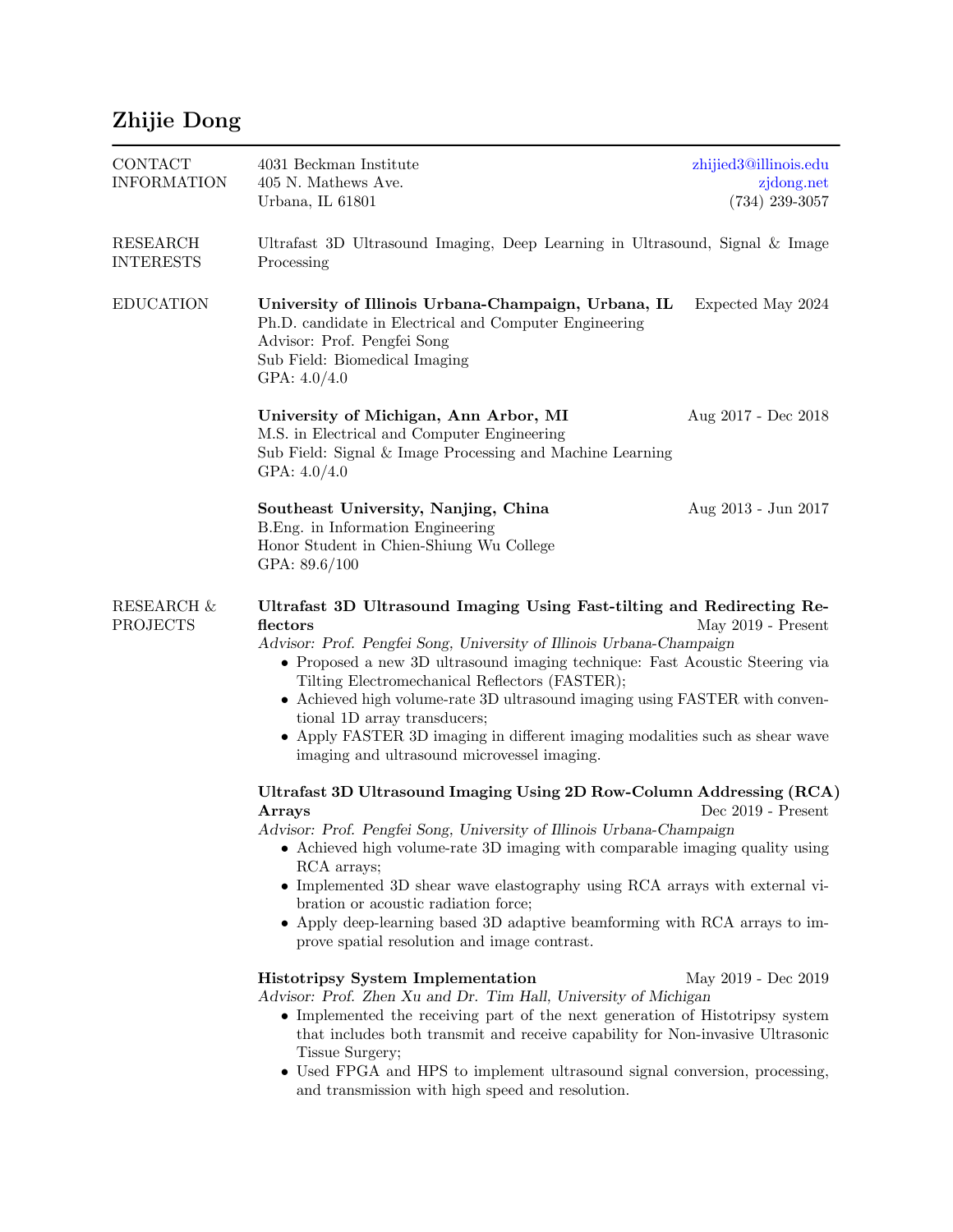# Zhijie Dong

## CONTACT INFORMATION

4031 Beckman Institute
405 N. Mathews Ave.
Urbana, IL 61801

zhijied3@illinois.edu
zjdong.net
(734) 239-3057

## RESEARCH INTERESTS

Ultrafast 3D Ultrasound Imaging, Deep Learning in Ultrasound, Signal & Image Processing

## EDUCATION

**University of Illinois Urbana-Champaign, Urbana, IL** — Expected May 2024
Ph.D. candidate in Electrical and Computer Engineering
Advisor: Prof. Pengfei Song
Sub Field: Biomedical Imaging
GPA: 4.0/4.0

**University of Michigan, Ann Arbor, MI** — Aug 2017 - Dec 2018
M.S. in Electrical and Computer Engineering
Sub Field: Signal & Image Processing and Machine Learning
GPA: 4.0/4.0

**Southeast University, Nanjing, China** — Aug 2013 - Jun 2017
B.Eng. in Information Engineering
Honor Student in Chien-Shiung Wu College
GPA: 89.6/100

## RESEARCH & PROJECTS

**Ultrafast 3D Ultrasound Imaging Using Fast-tilting and Redirecting Reflectors** — May 2019 - Present
*Advisor: Prof. Pengfei Song, University of Illinois Urbana-Champaign*

- Proposed a new 3D ultrasound imaging technique: Fast Acoustic Steering via Tilting Electromechanical Reflectors (FASTER);
- Achieved high volume-rate 3D ultrasound imaging using FASTER with conventional 1D array transducers;
- Apply FASTER 3D imaging in different imaging modalities such as shear wave imaging and ultrasound microvessel imaging.

**Ultrafast 3D Ultrasound Imaging Using 2D Row-Column Addressing (RCA) Arrays** — Dec 2019 - Present
*Advisor: Prof. Pengfei Song, University of Illinois Urbana-Champaign*

- Achieved high volume-rate 3D imaging with comparable imaging quality using RCA arrays;
- Implemented 3D shear wave elastography using RCA arrays with external vibration or acoustic radiation force;
- Apply deep-learning based 3D adaptive beamforming with RCA arrays to improve spatial resolution and image contrast.

**Histotripsy System Implementation** — May 2019 - Dec 2019
*Advisor: Prof. Zhen Xu and Dr. Tim Hall, University of Michigan*

- Implemented the receiving part of the next generation of Histotripsy system that includes both transmit and receive capability for Non-invasive Ultrasonic Tissue Surgery;
- Used FPGA and HPS to implement ultrasound signal conversion, processing, and transmission with high speed and resolution.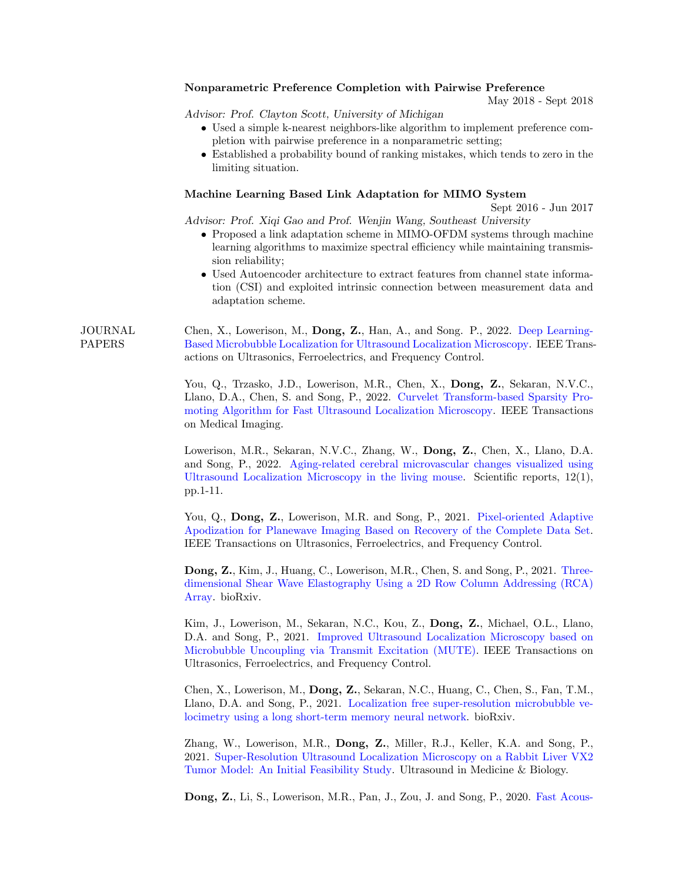### Nonparametric Preference Completion with Pairwise Preference

May 2018 - Sept 2018

*Advisor: Prof. Clayton Scott, University of Michigan*

- Used a simple k-nearest neighbors-like algorithm to implement preference completion with pairwise preference in a nonparametric setting;
- Established a probability bound of ranking mistakes, which tends to zero in the limiting situation.

### Machine Learning Based Link Adaptation for MIMO System

Sept 2016 - Jun 2017

*Advisor: Prof. Xiqi Gao and Prof. Wenjin Wang, Southeast University*

- Proposed a link adaptation scheme in MIMO-OFDM systems through machine learning algorithms to maximize spectral efficiency while maintaining transmission reliability;
- Used Autoencoder architecture to extract features from channel state information (CSI) and exploited intrinsic connection between measurement data and adaptation scheme.

## JOURNAL PAPERS

Chen, X., Lowerison, M., **Dong, Z.**, Han, A., and Song. P., 2022. Deep Learning-Based Microbubble Localization for Ultrasound Localization Microscopy. IEEE Transactions on Ultrasonics, Ferroelectrics, and Frequency Control.

You, Q., Trzasko, J.D., Lowerison, M.R., Chen, X., **Dong, Z.**, Sekaran, N.V.C., Llano, D.A., Chen, S. and Song, P., 2022. Curvelet Transform-based Sparsity Promoting Algorithm for Fast Ultrasound Localization Microscopy. IEEE Transactions on Medical Imaging.

Lowerison, M.R., Sekaran, N.V.C., Zhang, W., **Dong, Z.**, Chen, X., Llano, D.A. and Song, P., 2022. Aging-related cerebral microvascular changes visualized using Ultrasound Localization Microscopy in the living mouse. Scientific reports, 12(1), pp.1-11.

You, Q., **Dong, Z.**, Lowerison, M.R. and Song, P., 2021. Pixel-oriented Adaptive Apodization for Planewave Imaging Based on Recovery of the Complete Data Set. IEEE Transactions on Ultrasonics, Ferroelectrics, and Frequency Control.

**Dong, Z.**, Kim, J., Huang, C., Lowerison, M.R., Chen, S. and Song, P., 2021. Three-dimensional Shear Wave Elastography Using a 2D Row Column Addressing (RCA) Array. bioRxiv.

Kim, J., Lowerison, M., Sekaran, N.C., Kou, Z., **Dong, Z.**, Michael, O.L., Llano, D.A. and Song, P., 2021. Improved Ultrasound Localization Microscopy based on Microbubble Uncoupling via Transmit Excitation (MUTE). IEEE Transactions on Ultrasonics, Ferroelectrics, and Frequency Control.

Chen, X., Lowerison, M., **Dong, Z.**, Sekaran, N.C., Huang, C., Chen, S., Fan, T.M., Llano, D.A. and Song, P., 2021. Localization free super-resolution microbubble velocimetry using a long short-term memory neural network. bioRxiv.

Zhang, W., Lowerison, M.R., **Dong, Z.**, Miller, R.J., Keller, K.A. and Song, P., 2021. Super-Resolution Ultrasound Localization Microscopy on a Rabbit Liver VX2 Tumor Model: An Initial Feasibility Study. Ultrasound in Medicine & Biology.

**Dong, Z.**, Li, S., Lowerison, M.R., Pan, J., Zou, J. and Song, P., 2020. Fast Acous-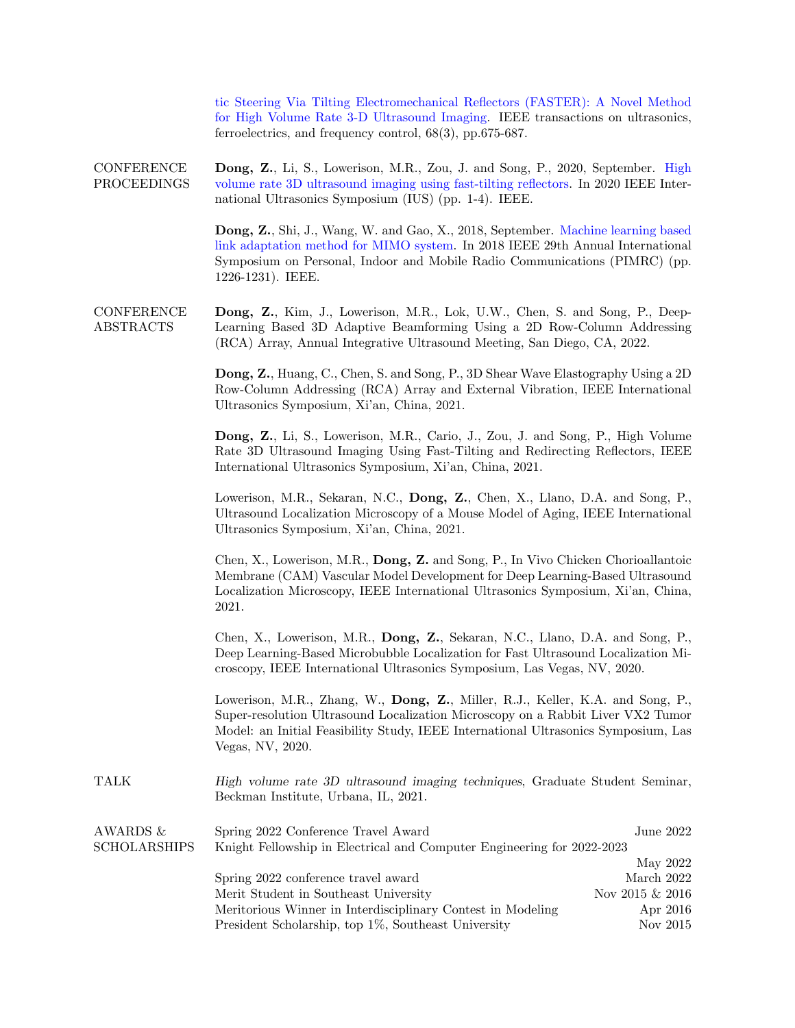tic Steering Via Tilting Electromechanical Reflectors (FASTER): A Novel Method for High Volume Rate 3-D Ultrasound Imaging. IEEE transactions on ultrasonics, ferroelectrics, and frequency control, 68(3), pp.675-687.

## CONFERENCE PROCEEDINGS

**Dong, Z.**, Li, S., Lowerison, M.R., Zou, J. and Song, P., 2020, September. High volume rate 3D ultrasound imaging using fast-tilting reflectors. In 2020 IEEE International Ultrasonics Symposium (IUS) (pp. 1-4). IEEE.

**Dong, Z.**, Shi, J., Wang, W. and Gao, X., 2018, September. Machine learning based link adaptation method for MIMO system. In 2018 IEEE 29th Annual International Symposium on Personal, Indoor and Mobile Radio Communications (PIMRC) (pp. 1226-1231). IEEE.

## CONFERENCE ABSTRACTS

**Dong, Z.**, Kim, J., Lowerison, M.R., Lok, U.W., Chen, S. and Song, P., Deep-Learning Based 3D Adaptive Beamforming Using a 2D Row-Column Addressing (RCA) Array, Annual Integrative Ultrasound Meeting, San Diego, CA, 2022.

**Dong, Z.**, Huang, C., Chen, S. and Song, P., 3D Shear Wave Elastography Using a 2D Row-Column Addressing (RCA) Array and External Vibration, IEEE International Ultrasonics Symposium, Xi'an, China, 2021.

**Dong, Z.**, Li, S., Lowerison, M.R., Cario, J., Zou, J. and Song, P., High Volume Rate 3D Ultrasound Imaging Using Fast-Tilting and Redirecting Reflectors, IEEE International Ultrasonics Symposium, Xi'an, China, 2021.

Lowerison, M.R., Sekaran, N.C., **Dong, Z.**, Chen, X., Llano, D.A. and Song, P., Ultrasound Localization Microscopy of a Mouse Model of Aging, IEEE International Ultrasonics Symposium, Xi'an, China, 2021.

Chen, X., Lowerison, M.R., **Dong, Z.** and Song, P., In Vivo Chicken Chorioallantoic Membrane (CAM) Vascular Model Development for Deep Learning-Based Ultrasound Localization Microscopy, IEEE International Ultrasonics Symposium, Xi'an, China, 2021.

Chen, X., Lowerison, M.R., **Dong, Z.**, Sekaran, N.C., Llano, D.A. and Song, P., Deep Learning-Based Microbubble Localization for Fast Ultrasound Localization Microscopy, IEEE International Ultrasonics Symposium, Las Vegas, NV, 2020.

Lowerison, M.R., Zhang, W., **Dong, Z.**, Miller, R.J., Keller, K.A. and Song, P., Super-resolution Ultrasound Localization Microscopy on a Rabbit Liver VX2 Tumor Model: an Initial Feasibility Study, IEEE International Ultrasonics Symposium, Las Vegas, NV, 2020.

## TALK

*High volume rate 3D ultrasound imaging techniques*, Graduate Student Seminar, Beckman Institute, Urbana, IL, 2021.

## AWARDS & SCHOLARSHIPS

- Spring 2022 Conference Travel Award — June 2022
- Knight Fellowship in Electrical and Computer Engineering for 2022-2023 — May 2022
- Spring 2022 conference travel award — March 2022
- Merit Student in Southeast University — Nov 2015 & 2016
- Meritorious Winner in Interdisciplinary Contest in Modeling — Apr 2016
- President Scholarship, top 1%, Southeast University — Nov 2015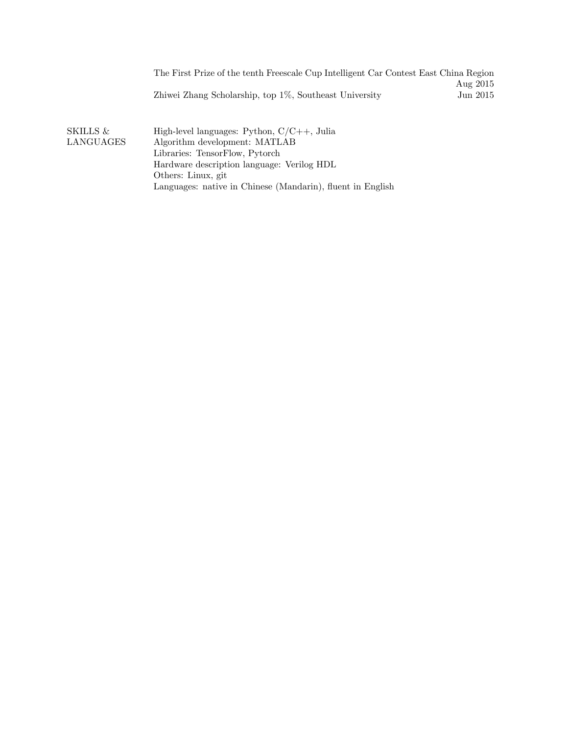The First Prize of the tenth Freescale Cup Intelligent Car Contest East China Region — Aug 2015

Zhiwei Zhang Scholarship, top 1%, Southeast University — Jun 2015

## SKILLS & LANGUAGES

High-level languages: Python, C/C++, Julia
Algorithm development: MATLAB
Libraries: TensorFlow, Pytorch
Hardware description language: Verilog HDL
Others: Linux, git
Languages: native in Chinese (Mandarin), fluent in English